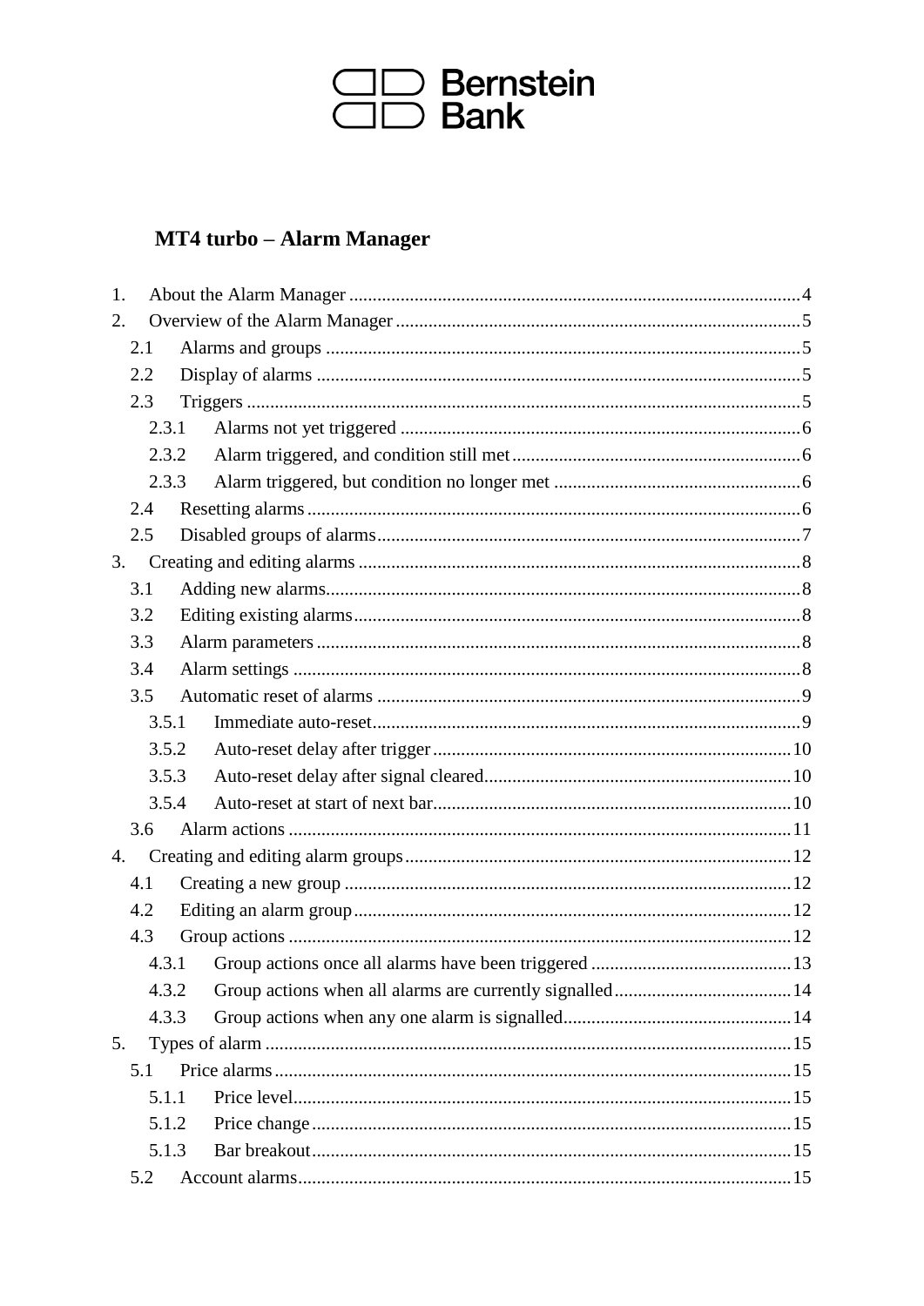Bernstein Bank

# MT4 turbo – Alarm Manager

1. About the Alarm Manager ..... 4
2. Overview of the Alarm Manager ..... 5
   - 2.1 Alarms and groups ..... 5
   - 2.2 Display of alarms ..... 5
   - 2.3 Triggers ..... 5
     - 2.3.1 Alarms not yet triggered ..... 6
     - 2.3.2 Alarm triggered, and condition still met ..... 6
     - 2.3.3 Alarm triggered, but condition no longer met ..... 6
   - 2.4 Resetting alarms ..... 6
   - 2.5 Disabled groups of alarms ..... 7
3. Creating and editing alarms ..... 8
   - 3.1 Adding new alarms ..... 8
   - 3.2 Editing existing alarms ..... 8
   - 3.3 Alarm parameters ..... 8
   - 3.4 Alarm settings ..... 8
   - 3.5 Automatic reset of alarms ..... 9
     - 3.5.1 Immediate auto-reset ..... 9
     - 3.5.2 Auto-reset delay after trigger ..... 10
     - 3.5.3 Auto-reset delay after signal cleared ..... 10
     - 3.5.4 Auto-reset at start of next bar ..... 10
   - 3.6 Alarm actions ..... 11
4. Creating and editing alarm groups ..... 12
   - 4.1 Creating a new group ..... 12
   - 4.2 Editing an alarm group ..... 12
   - 4.3 Group actions ..... 12
     - 4.3.1 Group actions once all alarms have been triggered ..... 13
     - 4.3.2 Group actions when all alarms are currently signalled ..... 14
     - 4.3.3 Group actions when any one alarm is signalled ..... 14
5. Types of alarm ..... 15
   - 5.1 Price alarms ..... 15
     - 5.1.1 Price level ..... 15
     - 5.1.2 Price change ..... 15
     - 5.1.3 Bar breakout ..... 15
   - 5.2 Account alarms ..... 15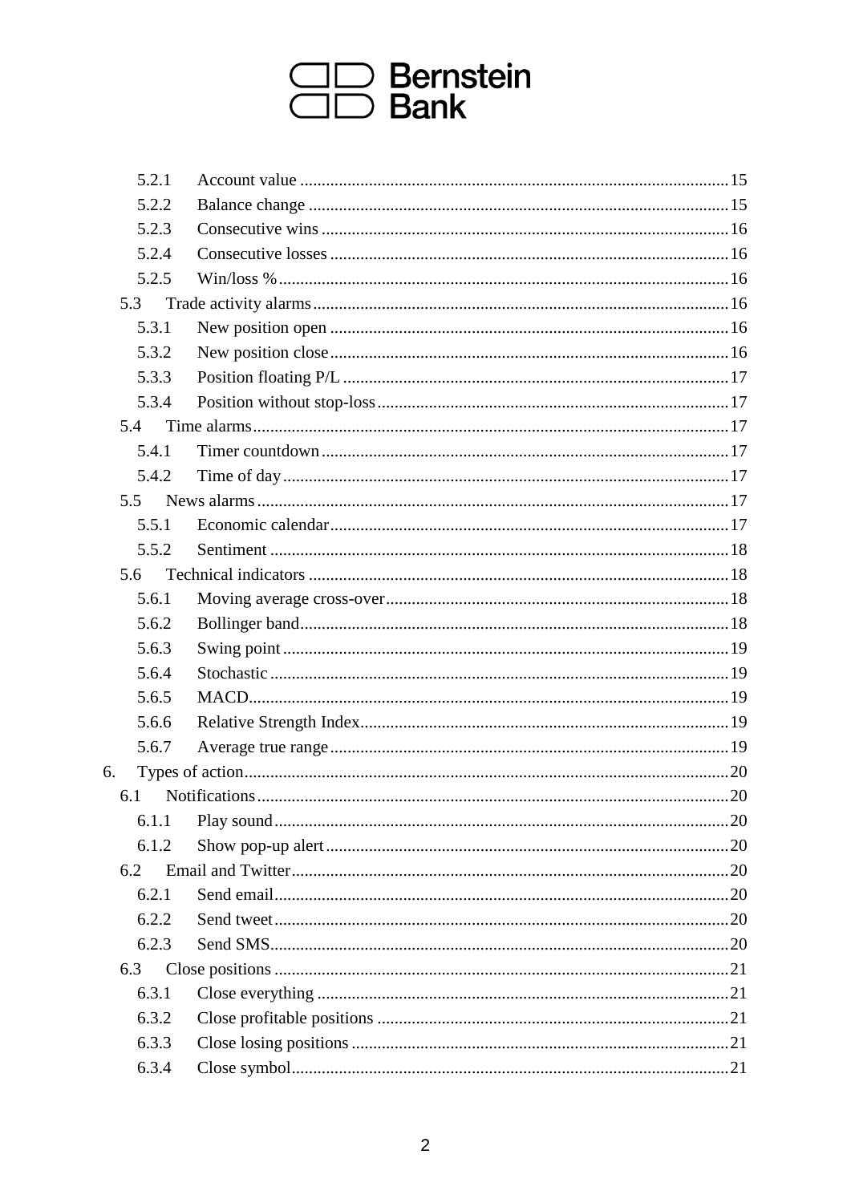5.2.1 Account value ........................................ 15
5.2.2 Balance change ........................................ 15
5.2.3 Consecutive wins ........................................ 16
5.2.4 Consecutive losses ........................................ 16
5.2.5 Win/loss % ........................................ 16
5.3 Trade activity alarms ........................................ 16
5.3.1 New position open ........................................ 16
5.3.2 New position close ........................................ 16
5.3.3 Position floating P/L ........................................ 17
5.3.4 Position without stop-loss ........................................ 17
5.4 Time alarms ........................................ 17
5.4.1 Timer countdown ........................................ 17
5.4.2 Time of day ........................................ 17
5.5 News alarms ........................................ 17
5.5.1 Economic calendar ........................................ 17
5.5.2 Sentiment ........................................ 18
5.6 Technical indicators ........................................ 18
5.6.1 Moving average cross-over ........................................ 18
5.6.2 Bollinger band ........................................ 18
5.6.3 Swing point ........................................ 19
5.6.4 Stochastic ........................................ 19
5.6.5 MACD ........................................ 19
5.6.6 Relative Strength Index ........................................ 19
5.6.7 Average true range ........................................ 19
6. Types of action ........................................ 20
6.1 Notifications ........................................ 20
6.1.1 Play sound ........................................ 20
6.1.2 Show pop-up alert ........................................ 20
6.2 Email and Twitter ........................................ 20
6.2.1 Send email ........................................ 20
6.2.2 Send tweet ........................................ 20
6.2.3 Send SMS ........................................ 20
6.3 Close positions ........................................ 21
6.3.1 Close everything ........................................ 21
6.3.2 Close profitable positions ........................................ 21
6.3.3 Close losing positions ........................................ 21
6.3.4 Close symbol ........................................ 21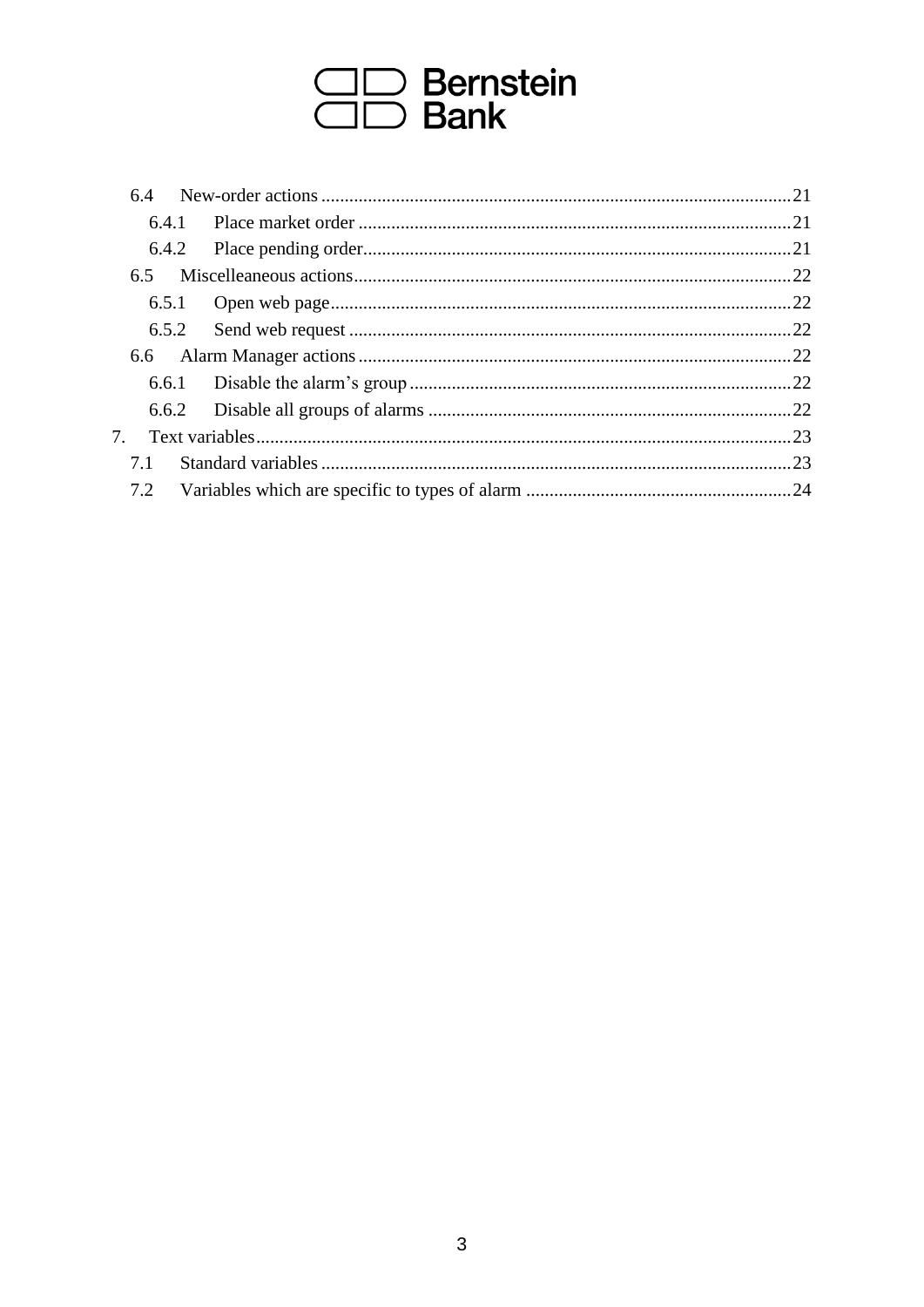- 6.4 New-order actions ... 21
  - 6.4.1 Place market order ... 21
  - 6.4.2 Place pending order ... 21
- 6.5 Miscelleaneous actions ... 22
  - 6.5.1 Open web page ... 22
  - 6.5.2 Send web request ... 22
- 6.6 Alarm Manager actions ... 22
  - 6.6.1 Disable the alarm's group ... 22
  - 6.6.2 Disable all groups of alarms ... 22

7. Text variables ... 23
   - 7.1 Standard variables ... 23
   - 7.2 Variables which are specific to types of alarm ... 24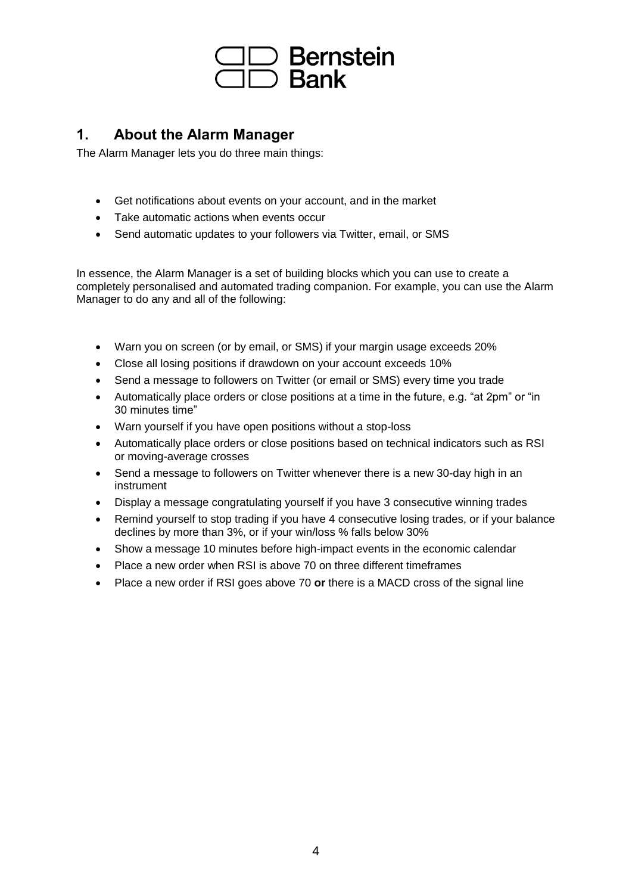## 1. About the Alarm Manager

The Alarm Manager lets you do three main things:

- Get notifications about events on your account, and in the market
- Take automatic actions when events occur
- Send automatic updates to your followers via Twitter, email, or SMS

In essence, the Alarm Manager is a set of building blocks which you can use to create a completely personalised and automated trading companion. For example, you can use the Alarm Manager to do any and all of the following:

- Warn you on screen (or by email, or SMS) if your margin usage exceeds 20%
- Close all losing positions if drawdown on your account exceeds 10%
- Send a message to followers on Twitter (or email or SMS) every time you trade
- Automatically place orders or close positions at a time in the future, e.g. “at 2pm” or “in 30 minutes time”
- Warn yourself if you have open positions without a stop-loss
- Automatically place orders or close positions based on technical indicators such as RSI or moving-average crosses
- Send a message to followers on Twitter whenever there is a new 30-day high in an instrument
- Display a message congratulating yourself if you have 3 consecutive winning trades
- Remind yourself to stop trading if you have 4 consecutive losing trades, or if your balance declines by more than 3%, or if your win/loss % falls below 30%
- Show a message 10 minutes before high-impact events in the economic calendar
- Place a new order when RSI is above 70 on three different timeframes
- Place a new order if RSI goes above 70 **or** there is a MACD cross of the signal line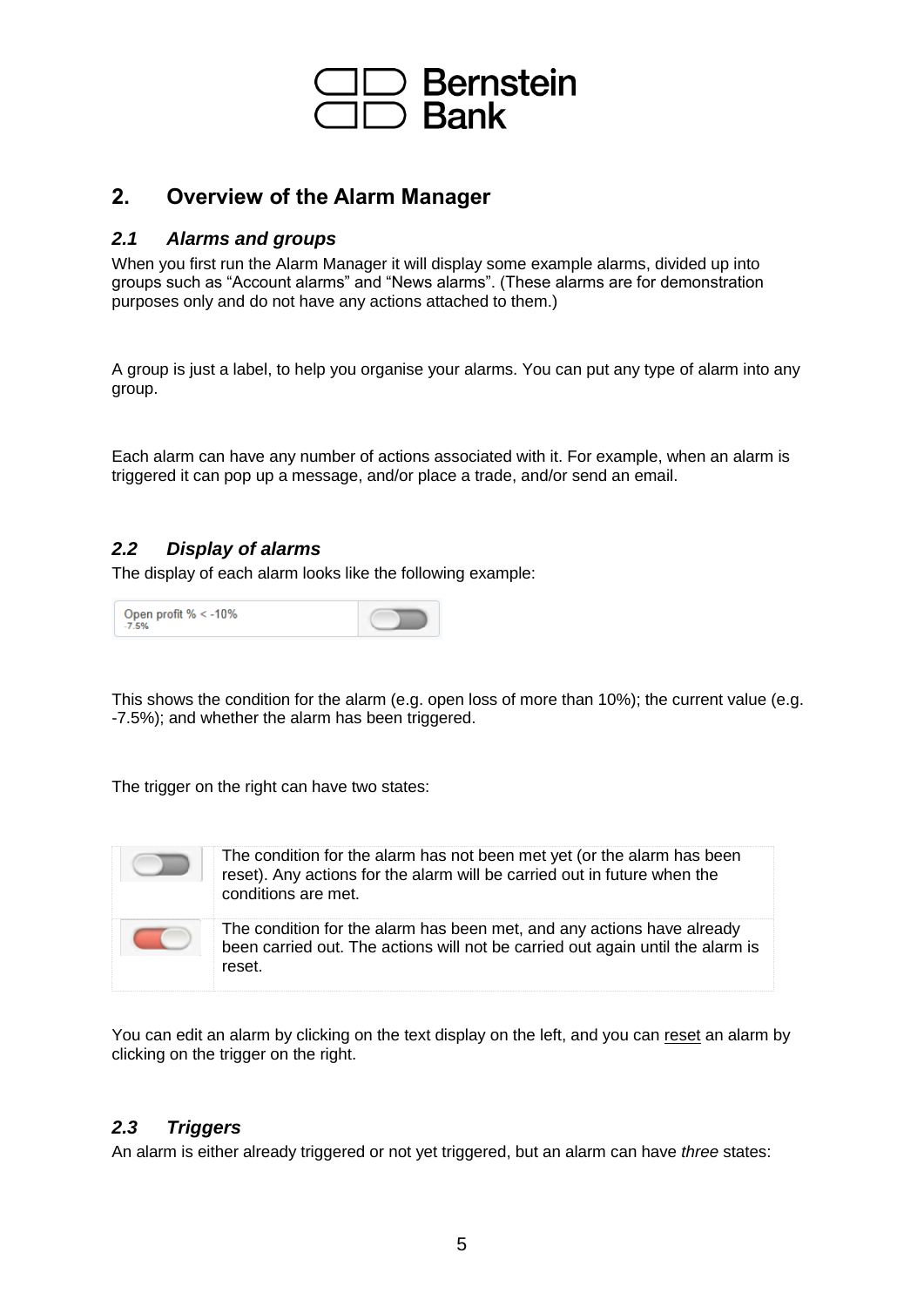## 2. Overview of the Alarm Manager

### *2.1 Alarms and groups*

When you first run the Alarm Manager it will display some example alarms, divided up into groups such as “Account alarms” and “News alarms”. (These alarms are for demonstration purposes only and do not have any actions attached to them.)

A group is just a label, to help you organise your alarms. You can put any type of alarm into any group.

Each alarm can have any number of actions associated with it. For example, when an alarm is triggered it can pop up a message, and/or place a trade, and/or send an email.

### *2.2 Display of alarms*

The display of each alarm looks like the following example:

This shows the condition for the alarm (e.g. open loss of more than 10%); the current value (e.g. -7.5%); and whether the alarm has been triggered.

The trigger on the right can have two states:

| | |
|---|---|
| | The condition for the alarm has not been met yet (or the alarm has been reset). Any actions for the alarm will be carried out in future when the conditions are met. |
| | The condition for the alarm has been met, and any actions have already been carried out. The actions will not be carried out again until the alarm is reset. |

You can edit an alarm by clicking on the text display on the left, and you can reset an alarm by clicking on the trigger on the right.

### *2.3 Triggers*

An alarm is either already triggered or not yet triggered, but an alarm can have *three* states: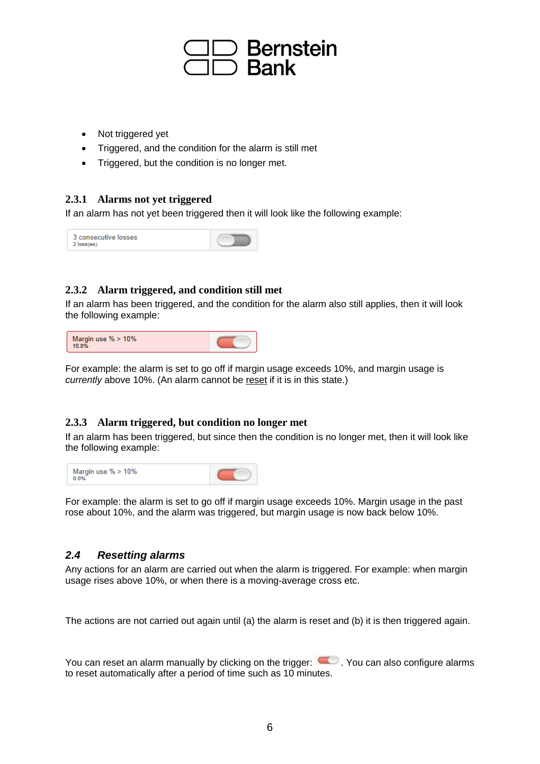- Not triggered yet
- Triggered, and the condition for the alarm is still met
- Triggered, but the condition is no longer met.

### 2.3.1 Alarms not yet triggered

If an alarm has not yet been triggered then it will look like the following example:

3 consecutive losses
2 loss(es)

### 2.3.2 Alarm triggered, and condition still met

If an alarm has been triggered, and the condition for the alarm also still applies, then it will look the following example:

Margin use % > 10%
10.8%

For example: the alarm is set to go off if margin usage exceeds 10%, and margin usage is *currently* above 10%. (An alarm cannot be reset if it is in this state.)

### 2.3.3 Alarm triggered, but condition no longer met

If an alarm has been triggered, but since then the condition is no longer met, then it will look like the following example:

Margin use % > 10%
0.0%

For example: the alarm is set to go off if margin usage exceeds 10%. Margin usage in the past rose about 10%, and the alarm was triggered, but margin usage is now back below 10%.

## *2.4 Resetting alarms*

Any actions for an alarm are carried out when the alarm is triggered. For example: when margin usage rises above 10%, or when there is a moving-average cross etc.

The actions are not carried out again until (a) the alarm is reset and (b) it is then triggered again.

You can reset an alarm manually by clicking on the trigger: . You can also configure alarms to reset automatically after a period of time such as 10 minutes.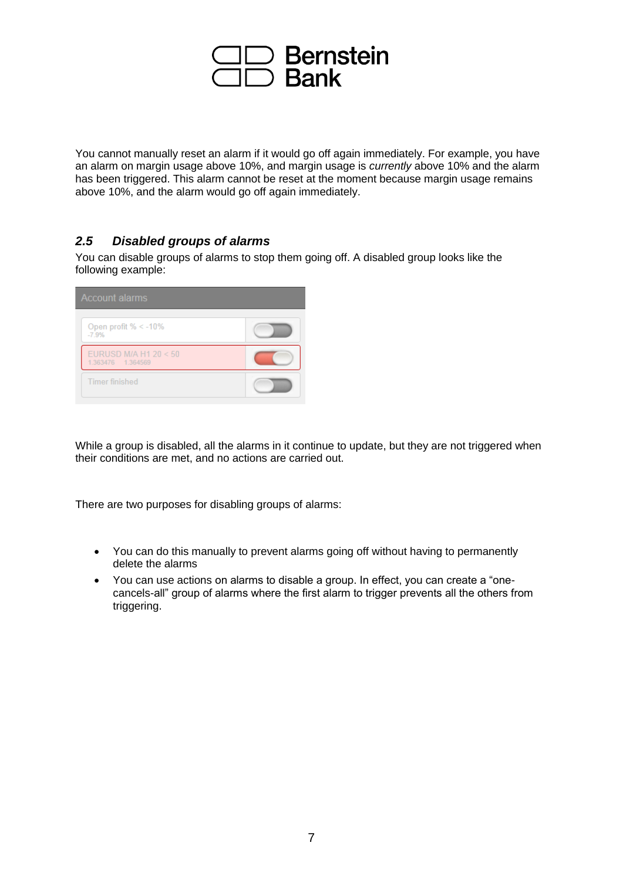You cannot manually reset an alarm if it would go off again immediately. For example, you have an alarm on margin usage above 10%, and margin usage is *currently* above 10% and the alarm has been triggered. This alarm cannot be reset at the moment because margin usage remains above 10%, and the alarm would go off again immediately.

### *2.5 Disabled groups of alarms*

You can disable groups of alarms to stop them going off. A disabled group looks like the following example:

While a group is disabled, all the alarms in it continue to update, but they are not triggered when their conditions are met, and no actions are carried out.

There are two purposes for disabling groups of alarms:

- You can do this manually to prevent alarms going off without having to permanently delete the alarms
- You can use actions on alarms to disable a group. In effect, you can create a "one-cancels-all" group of alarms where the first alarm to trigger prevents all the others from triggering.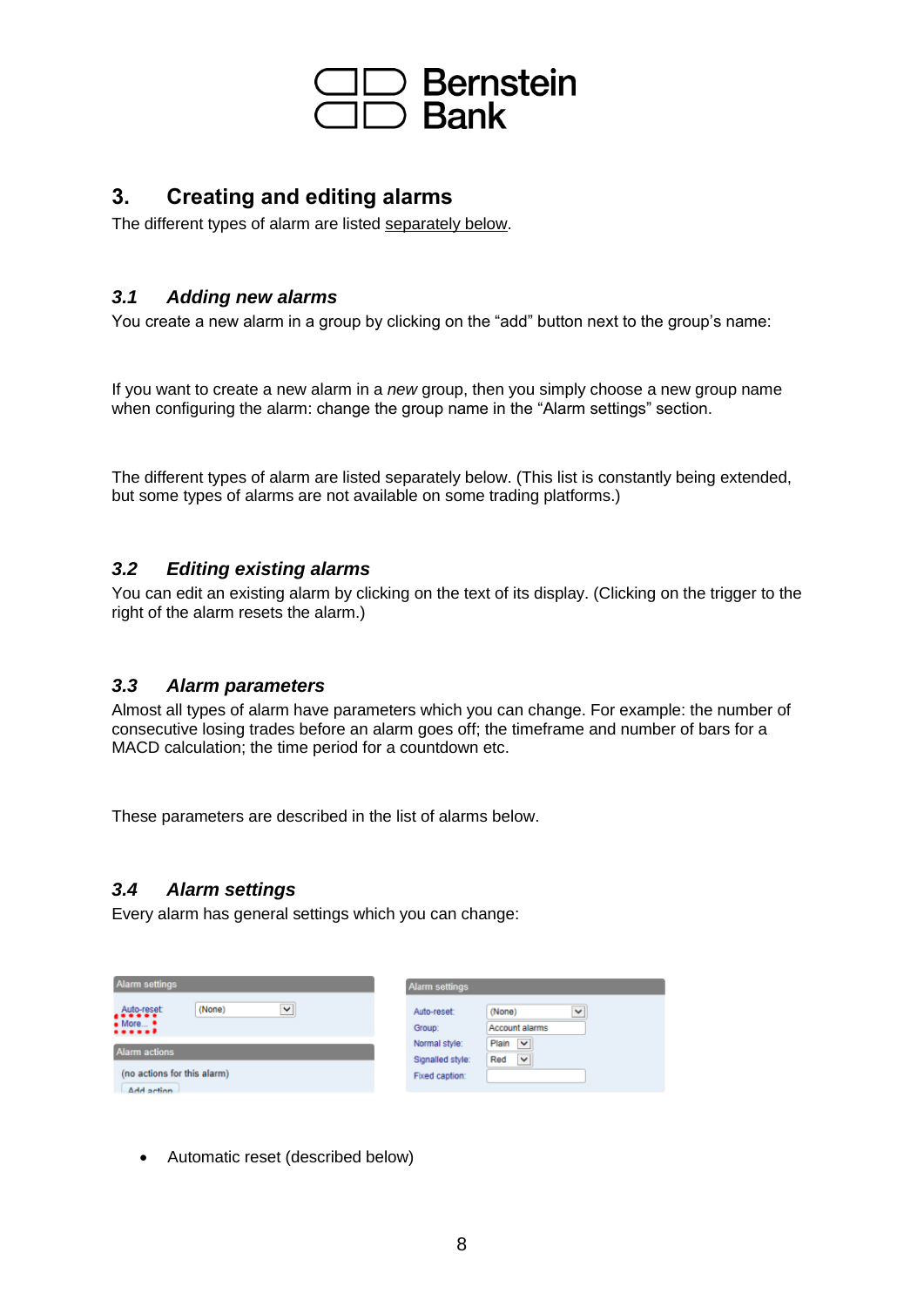## 3. Creating and editing alarms

The different types of alarm are listed separately below.

### *3.1 Adding new alarms*

You create a new alarm in a group by clicking on the "add" button next to the group's name:

If you want to create a new alarm in a *new* group, then you simply choose a new group name when configuring the alarm: change the group name in the "Alarm settings" section.

The different types of alarm are listed separately below. (This list is constantly being extended, but some types of alarms are not available on some trading platforms.)

### *3.2 Editing existing alarms*

You can edit an existing alarm by clicking on the text of its display. (Clicking on the trigger to the right of the alarm resets the alarm.)

### *3.3 Alarm parameters*

Almost all types of alarm have parameters which you can change. For example: the number of consecutive losing trades before an alarm goes off; the timeframe and number of bars for a MACD calculation; the time period for a countdown etc.

These parameters are described in the list of alarms below.

### *3.4 Alarm settings*

Every alarm has general settings which you can change:

- Automatic reset (described below)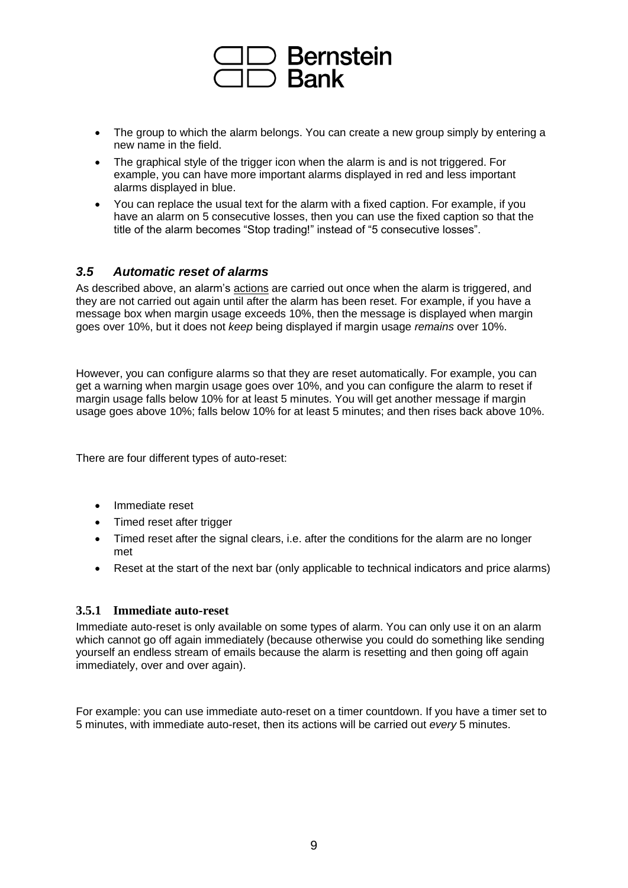- The group to which the alarm belongs. You can create a new group simply by entering a new name in the field.
- The graphical style of the trigger icon when the alarm is and is not triggered. For example, you can have more important alarms displayed in red and less important alarms displayed in blue.
- You can replace the usual text for the alarm with a fixed caption. For example, if you have an alarm on 5 consecutive losses, then you can use the fixed caption so that the title of the alarm becomes "Stop trading!" instead of "5 consecutive losses".

## *3.5 Automatic reset of alarms*

As described above, an alarm's actions are carried out once when the alarm is triggered, and they are not carried out again until after the alarm has been reset. For example, if you have a message box when margin usage exceeds 10%, then the message is displayed when margin goes over 10%, but it does not *keep* being displayed if margin usage *remains* over 10%.

However, you can configure alarms so that they are reset automatically. For example, you can get a warning when margin usage goes over 10%, and you can configure the alarm to reset if margin usage falls below 10% for at least 5 minutes. You will get another message if margin usage goes above 10%; falls below 10% for at least 5 minutes; and then rises back above 10%.

There are four different types of auto-reset:

- Immediate reset
- Timed reset after trigger
- Timed reset after the signal clears, i.e. after the conditions for the alarm are no longer met
- Reset at the start of the next bar (only applicable to technical indicators and price alarms)

### 3.5.1 Immediate auto-reset

Immediate auto-reset is only available on some types of alarm. You can only use it on an alarm which cannot go off again immediately (because otherwise you could do something like sending yourself an endless stream of emails because the alarm is resetting and then going off again immediately, over and over again).

For example: you can use immediate auto-reset on a timer countdown. If you have a timer set to 5 minutes, with immediate auto-reset, then its actions will be carried out *every* 5 minutes.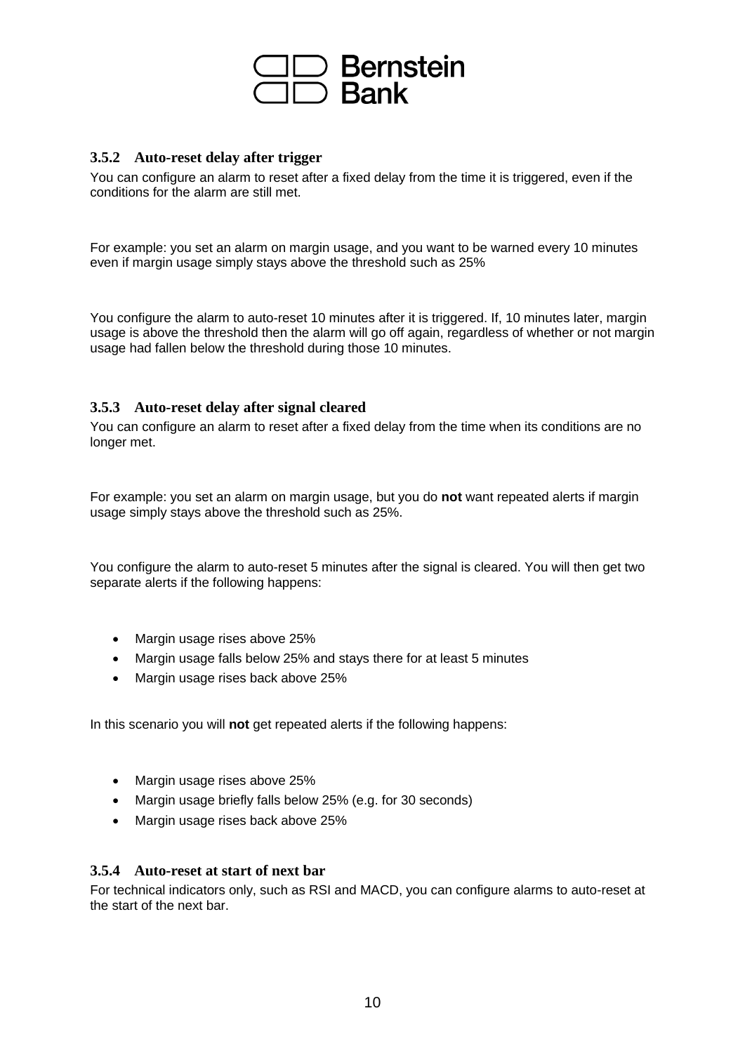### 3.5.2 Auto-reset delay after trigger

You can configure an alarm to reset after a fixed delay from the time it is triggered, even if the conditions for the alarm are still met.

For example: you set an alarm on margin usage, and you want to be warned every 10 minutes even if margin usage simply stays above the threshold such as 25%

You configure the alarm to auto-reset 10 minutes after it is triggered. If, 10 minutes later, margin usage is above the threshold then the alarm will go off again, regardless of whether or not margin usage had fallen below the threshold during those 10 minutes.

### 3.5.3 Auto-reset delay after signal cleared

You can configure an alarm to reset after a fixed delay from the time when its conditions are no longer met.

For example: you set an alarm on margin usage, but you do **not** want repeated alerts if margin usage simply stays above the threshold such as 25%.

You configure the alarm to auto-reset 5 minutes after the signal is cleared. You will then get two separate alerts if the following happens:

- Margin usage rises above 25%
- Margin usage falls below 25% and stays there for at least 5 minutes
- Margin usage rises back above 25%

In this scenario you will **not** get repeated alerts if the following happens:

- Margin usage rises above 25%
- Margin usage briefly falls below 25% (e.g. for 30 seconds)
- Margin usage rises back above 25%

### 3.5.4 Auto-reset at start of next bar

For technical indicators only, such as RSI and MACD, you can configure alarms to auto-reset at the start of the next bar.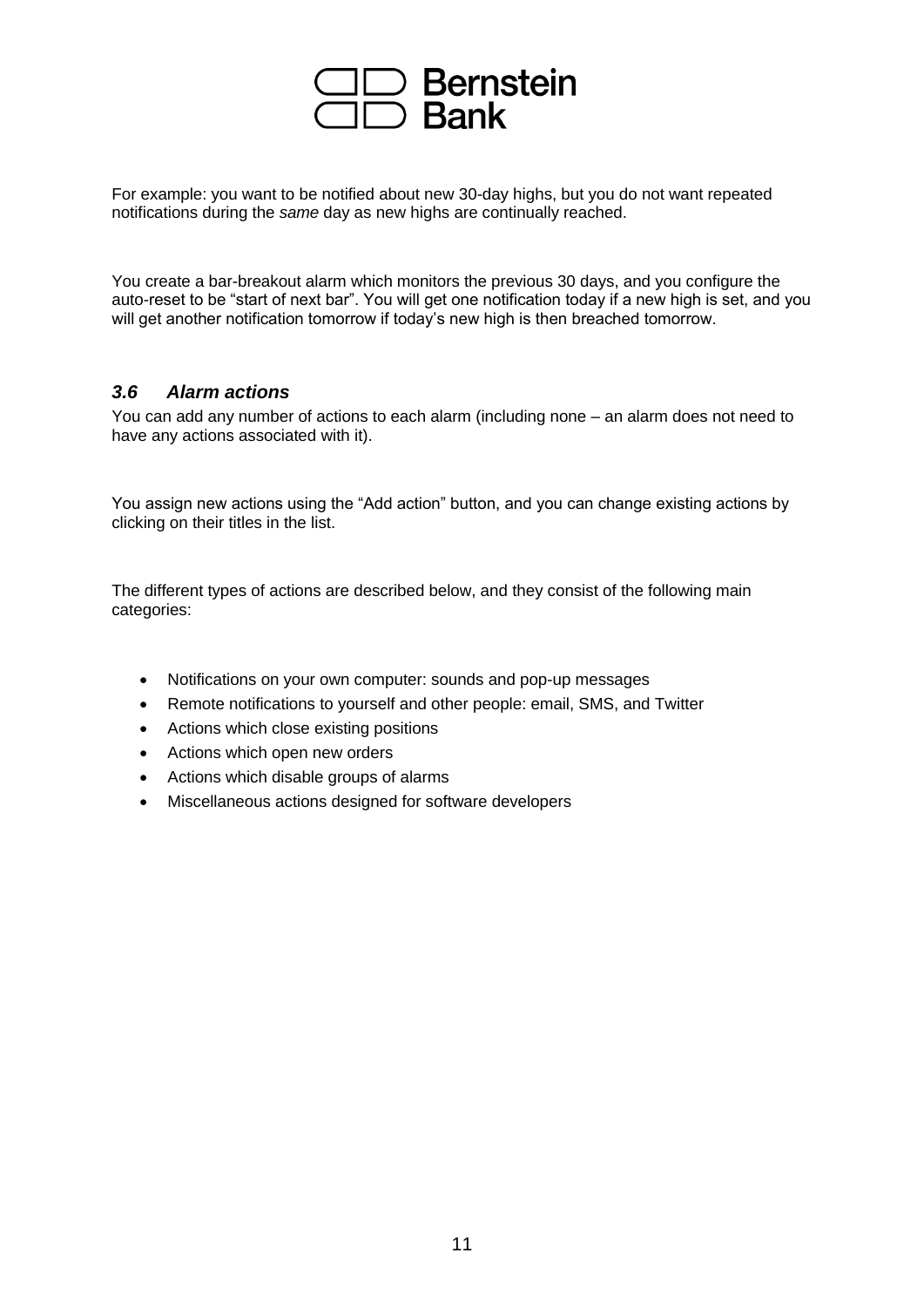For example: you want to be notified about new 30-day highs, but you do not want repeated notifications during the *same* day as new highs are continually reached.

You create a bar-breakout alarm which monitors the previous 30 days, and you configure the auto-reset to be “start of next bar”. You will get one notification today if a new high is set, and you will get another notification tomorrow if today’s new high is then breached tomorrow.

### *3.6 Alarm actions*

You can add any number of actions to each alarm (including none – an alarm does not need to have any actions associated with it).

You assign new actions using the “Add action” button, and you can change existing actions by clicking on their titles in the list.

The different types of actions are described below, and they consist of the following main categories:

- Notifications on your own computer: sounds and pop-up messages
- Remote notifications to yourself and other people: email, SMS, and Twitter
- Actions which close existing positions
- Actions which open new orders
- Actions which disable groups of alarms
- Miscellaneous actions designed for software developers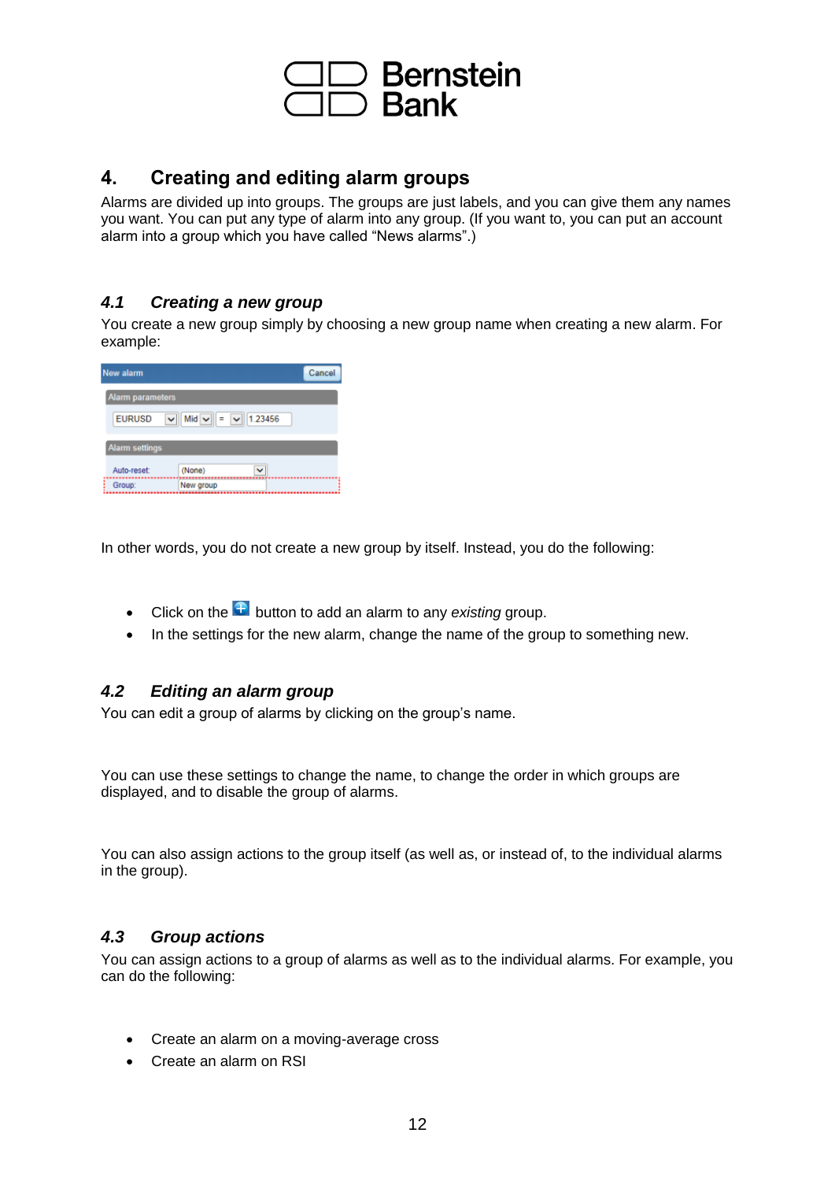## 4. Creating and editing alarm groups

Alarms are divided up into groups. The groups are just labels, and you can give them any names you want. You can put any type of alarm into any group. (If you want to, you can put an account alarm into a group which you have called "News alarms".)

### *4.1 Creating a new group*

You create a new group simply by choosing a new group name when creating a new alarm. For example:

In other words, you do not create a new group by itself. Instead, you do the following:

- Click on the button to add an alarm to any *existing* group.
- In the settings for the new alarm, change the name of the group to something new.

### *4.2 Editing an alarm group*

You can edit a group of alarms by clicking on the group's name.

You can use these settings to change the name, to change the order in which groups are displayed, and to disable the group of alarms.

You can also assign actions to the group itself (as well as, or instead of, to the individual alarms in the group).

### *4.3 Group actions*

You can assign actions to a group of alarms as well as to the individual alarms. For example, you can do the following:

- Create an alarm on a moving-average cross
- Create an alarm on RSI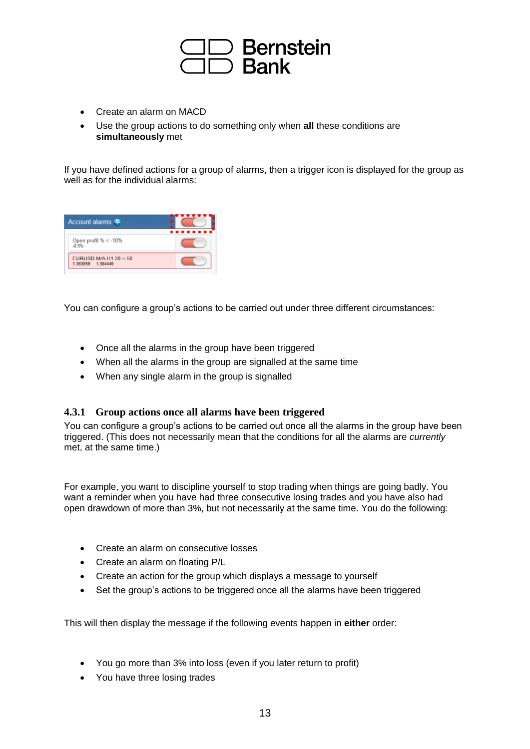- Create an alarm on MACD
- Use the group actions to do something only when **all** these conditions are **simultaneously** met

If you have defined actions for a group of alarms, then a trigger icon is displayed for the group as well as for the individual alarms:

You can configure a group's actions to be carried out under three different circumstances:

- Once all the alarms in the group have been triggered
- When all the alarms in the group are signalled at the same time
- When any single alarm in the group is signalled

### 4.3.1 Group actions once all alarms have been triggered

You can configure a group's actions to be carried out once all the alarms in the group have been triggered. (This does not necessarily mean that the conditions for all the alarms are *currently* met, at the same time.)

For example, you want to discipline yourself to stop trading when things are going badly. You want a reminder when you have had three consecutive losing trades and you have also had open drawdown of more than 3%, but not necessarily at the same time. You do the following:

- Create an alarm on consecutive losses
- Create an alarm on floating P/L
- Create an action for the group which displays a message to yourself
- Set the group's actions to be triggered once all the alarms have been triggered

This will then display the message if the following events happen in **either** order:

- You go more than 3% into loss (even if you later return to profit)
- You have three losing trades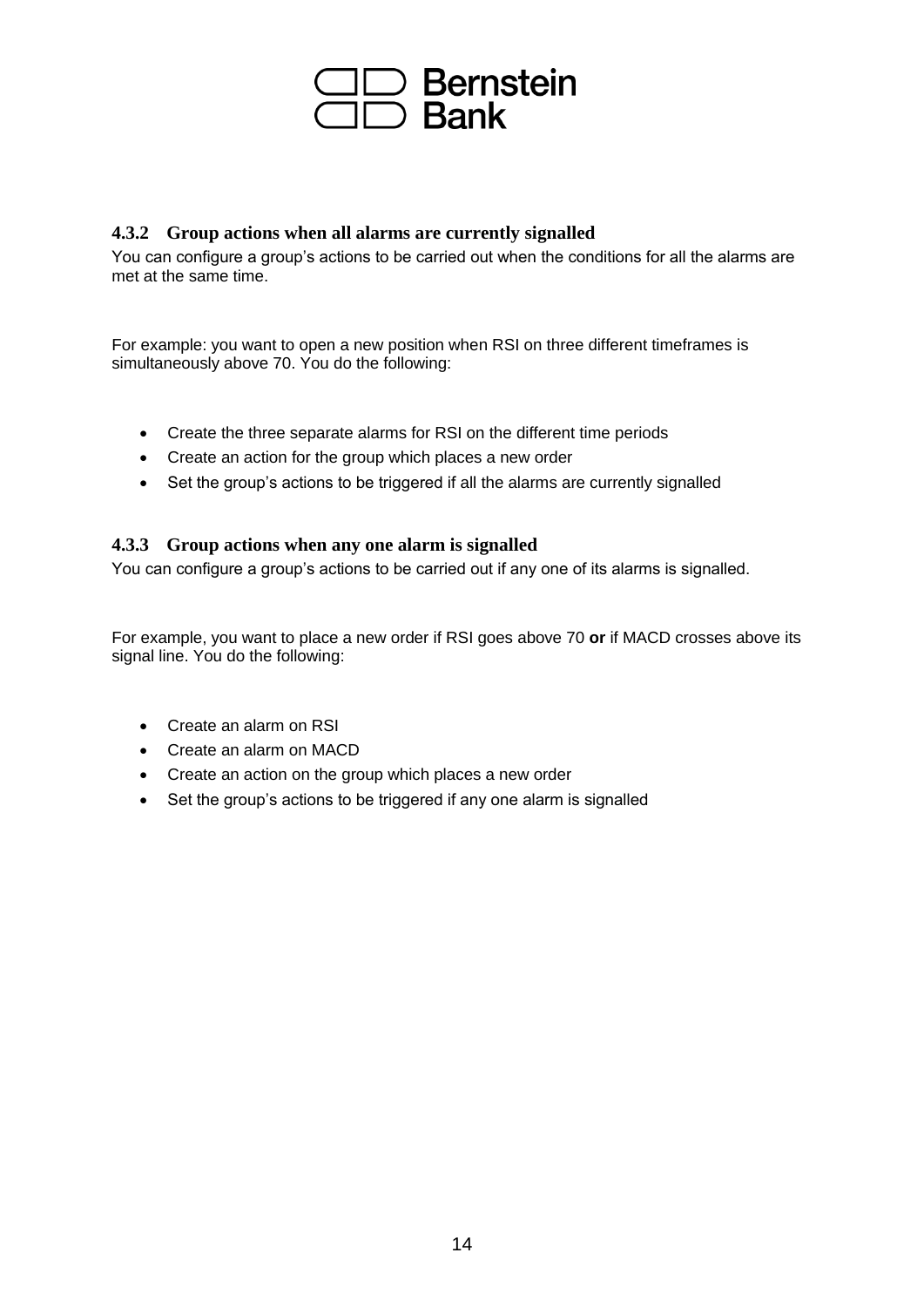### 4.3.2 Group actions when all alarms are currently signalled

You can configure a group's actions to be carried out when the conditions for all the alarms are met at the same time.

For example: you want to open a new position when RSI on three different timeframes is simultaneously above 70. You do the following:

- Create the three separate alarms for RSI on the different time periods
- Create an action for the group which places a new order
- Set the group's actions to be triggered if all the alarms are currently signalled

### 4.3.3 Group actions when any one alarm is signalled

You can configure a group's actions to be carried out if any one of its alarms is signalled.

For example, you want to place a new order if RSI goes above 70 **or** if MACD crosses above its signal line. You do the following:

- Create an alarm on RSI
- Create an alarm on MACD
- Create an action on the group which places a new order
- Set the group's actions to be triggered if any one alarm is signalled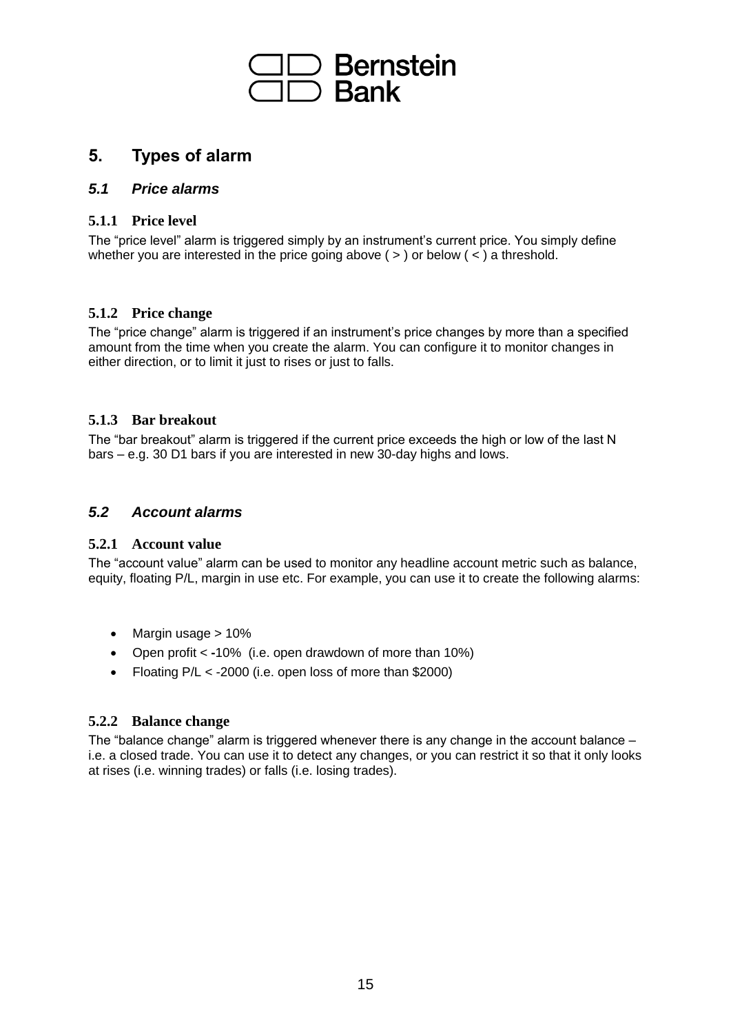# 5. Types of alarm

## 5.1 Price alarms

### 5.1.1 Price level

The "price level" alarm is triggered simply by an instrument's current price. You simply define whether you are interested in the price going above ( > ) or below ( < ) a threshold.

### 5.1.2 Price change

The "price change" alarm is triggered if an instrument's price changes by more than a specified amount from the time when you create the alarm. You can configure it to monitor changes in either direction, or to limit it just to rises or just to falls.

### 5.1.3 Bar breakout

The "bar breakout" alarm is triggered if the current price exceeds the high or low of the last N bars – e.g. 30 D1 bars if you are interested in new 30-day highs and lows.

## 5.2 Account alarms

### 5.2.1 Account value

The "account value" alarm can be used to monitor any headline account metric such as balance, equity, floating P/L, margin in use etc. For example, you can use it to create the following alarms:

- Margin usage > 10%
- Open profit < -10% (i.e. open drawdown of more than 10%)
- Floating P/L < -2000 (i.e. open loss of more than $2000)

### 5.2.2 Balance change

The "balance change" alarm is triggered whenever there is any change in the account balance – i.e. a closed trade. You can use it to detect any changes, or you can restrict it so that it only looks at rises (i.e. winning trades) or falls (i.e. losing trades).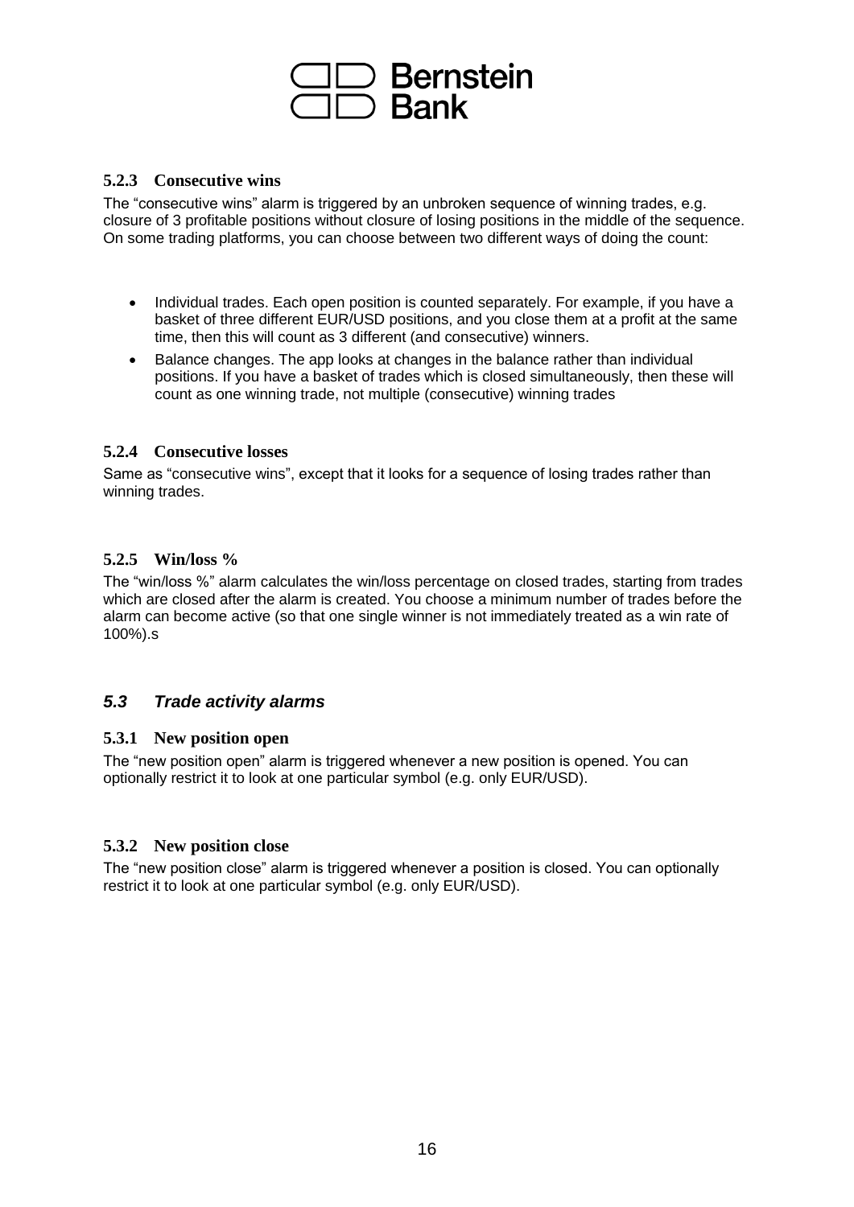### 5.2.3 Consecutive wins

The "consecutive wins" alarm is triggered by an unbroken sequence of winning trades, e.g. closure of 3 profitable positions without closure of losing positions in the middle of the sequence. On some trading platforms, you can choose between two different ways of doing the count:

- Individual trades. Each open position is counted separately. For example, if you have a basket of three different EUR/USD positions, and you close them at a profit at the same time, then this will count as 3 different (and consecutive) winners.
- Balance changes. The app looks at changes in the balance rather than individual positions. If you have a basket of trades which is closed simultaneously, then these will count as one winning trade, not multiple (consecutive) winning trades

### 5.2.4 Consecutive losses

Same as "consecutive wins", except that it looks for a sequence of losing trades rather than winning trades.

### 5.2.5 Win/loss %

The "win/loss %" alarm calculates the win/loss percentage on closed trades, starting from trades which are closed after the alarm is created. You choose a minimum number of trades before the alarm can become active (so that one single winner is not immediately treated as a win rate of 100%).s

## *5.3 Trade activity alarms*

### 5.3.1 New position open

The "new position open" alarm is triggered whenever a new position is opened. You can optionally restrict it to look at one particular symbol (e.g. only EUR/USD).

### 5.3.2 New position close

The "new position close" alarm is triggered whenever a position is closed. You can optionally restrict it to look at one particular symbol (e.g. only EUR/USD).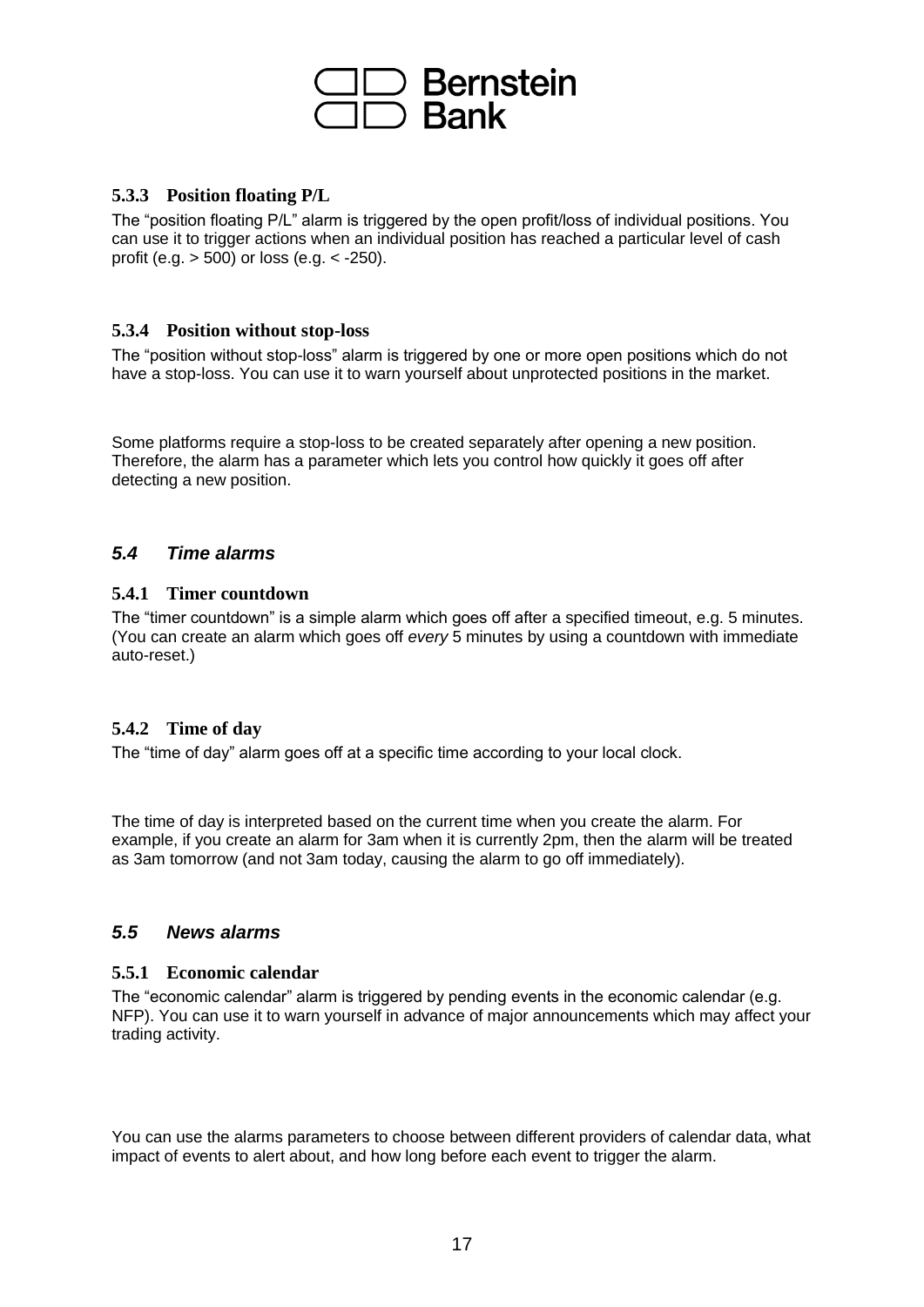### 5.3.3 Position floating P/L

The "position floating P/L" alarm is triggered by the open profit/loss of individual positions. You can use it to trigger actions when an individual position has reached a particular level of cash profit (e.g. > 500) or loss (e.g. < -250).

### 5.3.4 Position without stop-loss

The "position without stop-loss" alarm is triggered by one or more open positions which do not have a stop-loss. You can use it to warn yourself about unprotected positions in the market.

Some platforms require a stop-loss to be created separately after opening a new position. Therefore, the alarm has a parameter which lets you control how quickly it goes off after detecting a new position.

## *5.4 Time alarms*

### 5.4.1 Timer countdown

The "timer countdown" is a simple alarm which goes off after a specified timeout, e.g. 5 minutes. (You can create an alarm which goes off *every* 5 minutes by using a countdown with immediate auto-reset.)

### 5.4.2 Time of day

The "time of day" alarm goes off at a specific time according to your local clock.

The time of day is interpreted based on the current time when you create the alarm. For example, if you create an alarm for 3am when it is currently 2pm, then the alarm will be treated as 3am tomorrow (and not 3am today, causing the alarm to go off immediately).

## *5.5 News alarms*

### 5.5.1 Economic calendar

The "economic calendar" alarm is triggered by pending events in the economic calendar (e.g. NFP). You can use it to warn yourself in advance of major announcements which may affect your trading activity.

You can use the alarms parameters to choose between different providers of calendar data, what impact of events to alert about, and how long before each event to trigger the alarm.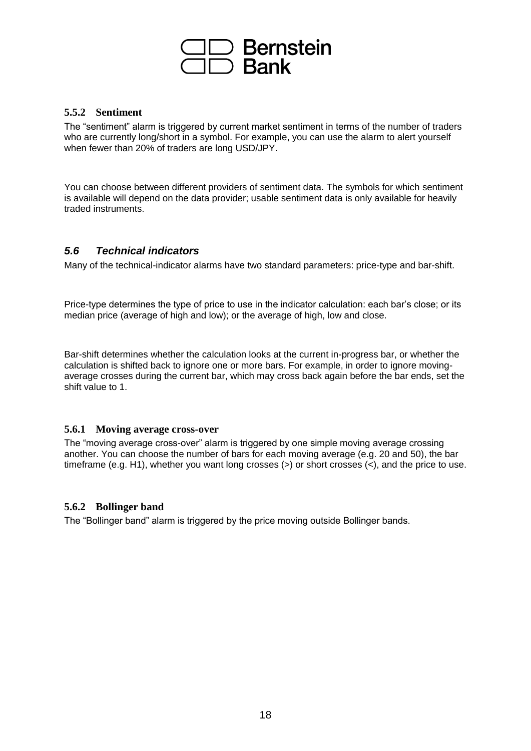### 5.5.2 Sentiment

The "sentiment" alarm is triggered by current market sentiment in terms of the number of traders who are currently long/short in a symbol. For example, you can use the alarm to alert yourself when fewer than 20% of traders are long USD/JPY.

You can choose between different providers of sentiment data. The symbols for which sentiment is available will depend on the data provider; usable sentiment data is only available for heavily traded instruments.

## *5.6 Technical indicators*

Many of the technical-indicator alarms have two standard parameters: price-type and bar-shift.

Price-type determines the type of price to use in the indicator calculation: each bar's close; or its median price (average of high and low); or the average of high, low and close.

Bar-shift determines whether the calculation looks at the current in-progress bar, or whether the calculation is shifted back to ignore one or more bars. For example, in order to ignore moving-average crosses during the current bar, which may cross back again before the bar ends, set the shift value to 1.

### 5.6.1 Moving average cross-over

The "moving average cross-over" alarm is triggered by one simple moving average crossing another. You can choose the number of bars for each moving average (e.g. 20 and 50), the bar timeframe (e.g. H1), whether you want long crosses (>) or short crosses (<), and the price to use.

### 5.6.2 Bollinger band

The "Bollinger band" alarm is triggered by the price moving outside Bollinger bands.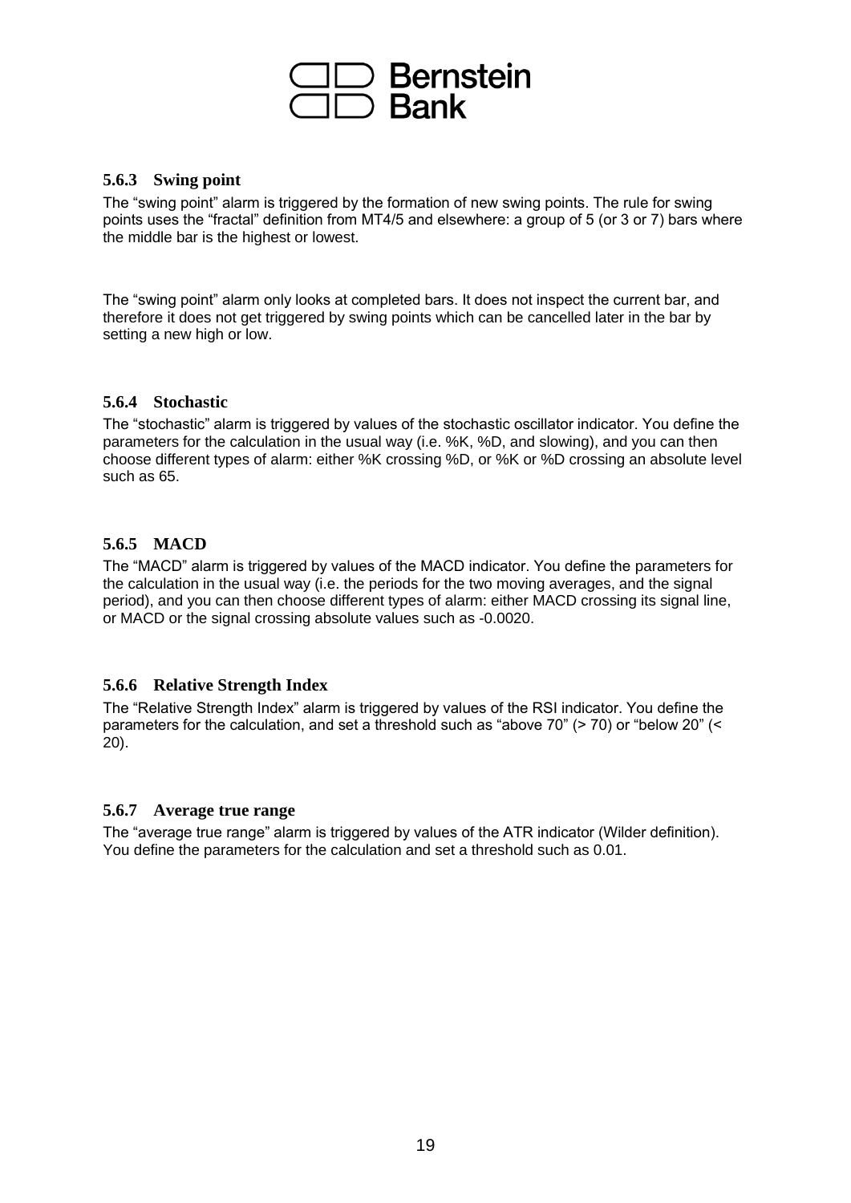### 5.6.3 Swing point

The “swing point” alarm is triggered by the formation of new swing points. The rule for swing points uses the “fractal” definition from MT4/5 and elsewhere: a group of 5 (or 3 or 7) bars where the middle bar is the highest or lowest.

The “swing point” alarm only looks at completed bars. It does not inspect the current bar, and therefore it does not get triggered by swing points which can be cancelled later in the bar by setting a new high or low.

### 5.6.4 Stochastic

The “stochastic” alarm is triggered by values of the stochastic oscillator indicator. You define the parameters for the calculation in the usual way (i.e. %K, %D, and slowing), and you can then choose different types of alarm: either %K crossing %D, or %K or %D crossing an absolute level such as 65.

### 5.6.5 MACD

The “MACD” alarm is triggered by values of the MACD indicator. You define the parameters for the calculation in the usual way (i.e. the periods for the two moving averages, and the signal period), and you can then choose different types of alarm: either MACD crossing its signal line, or MACD or the signal crossing absolute values such as -0.0020.

### 5.6.6 Relative Strength Index

The “Relative Strength Index” alarm is triggered by values of the RSI indicator. You define the parameters for the calculation, and set a threshold such as “above 70” (> 70) or “below 20” (< 20).

### 5.6.7 Average true range

The “average true range” alarm is triggered by values of the ATR indicator (Wilder definition). You define the parameters for the calculation and set a threshold such as 0.01.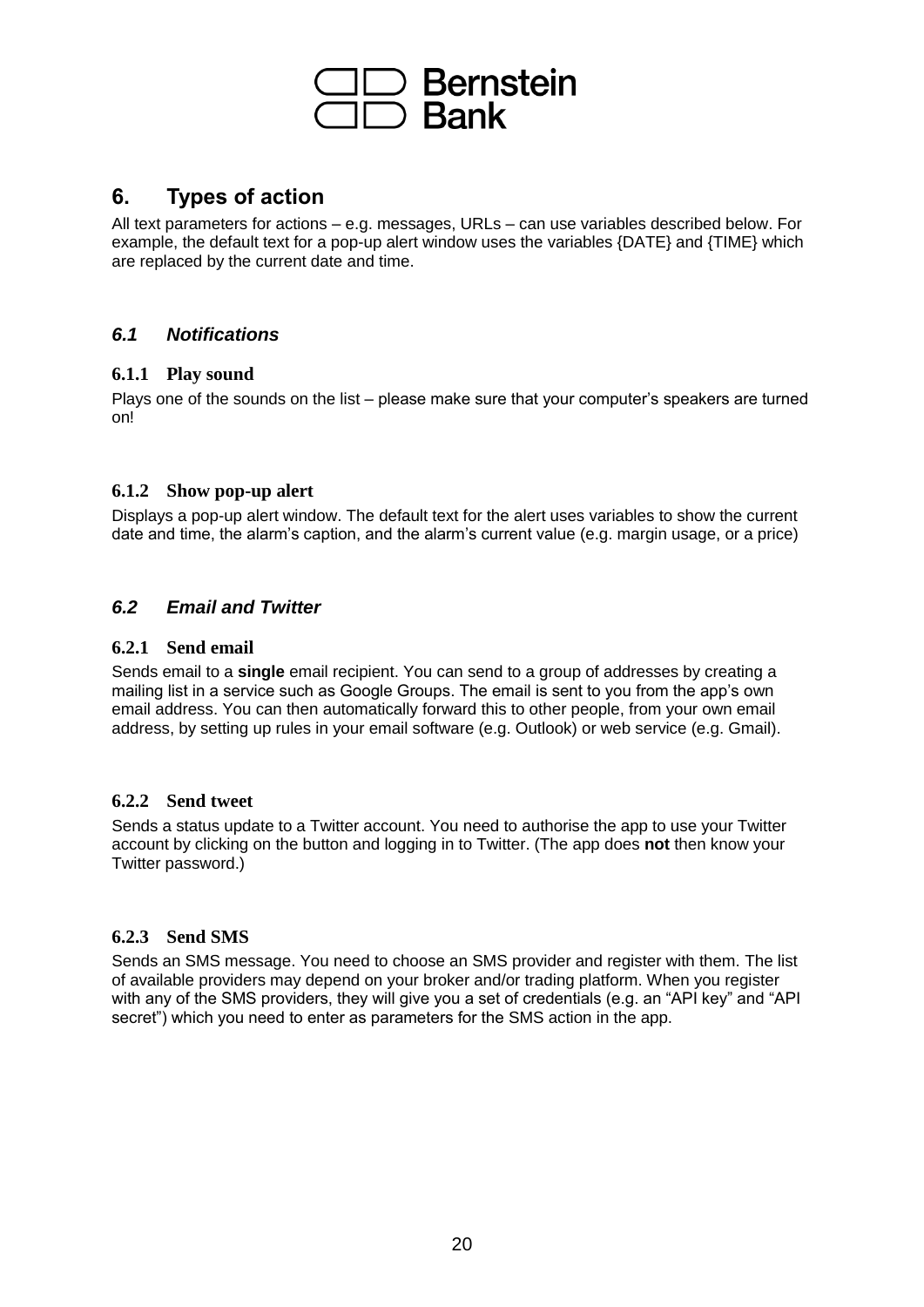# 6. Types of action

All text parameters for actions – e.g. messages, URLs – can use variables described below. For example, the default text for a pop-up alert window uses the variables {DATE} and {TIME} which are replaced by the current date and time.

## *6.1 Notifications*

### 6.1.1 Play sound

Plays one of the sounds on the list – please make sure that your computer's speakers are turned on!

### 6.1.2 Show pop-up alert

Displays a pop-up alert window. The default text for the alert uses variables to show the current date and time, the alarm's caption, and the alarm's current value (e.g. margin usage, or a price)

## *6.2 Email and Twitter*

### 6.2.1 Send email

Sends email to a **single** email recipient. You can send to a group of addresses by creating a mailing list in a service such as Google Groups. The email is sent to you from the app's own email address. You can then automatically forward this to other people, from your own email address, by setting up rules in your email software (e.g. Outlook) or web service (e.g. Gmail).

### 6.2.2 Send tweet

Sends a status update to a Twitter account. You need to authorise the app to use your Twitter account by clicking on the button and logging in to Twitter. (The app does **not** then know your Twitter password.)

### 6.2.3 Send SMS

Sends an SMS message. You need to choose an SMS provider and register with them. The list of available providers may depend on your broker and/or trading platform. When you register with any of the SMS providers, they will give you a set of credentials (e.g. an "API key" and "API secret") which you need to enter as parameters for the SMS action in the app.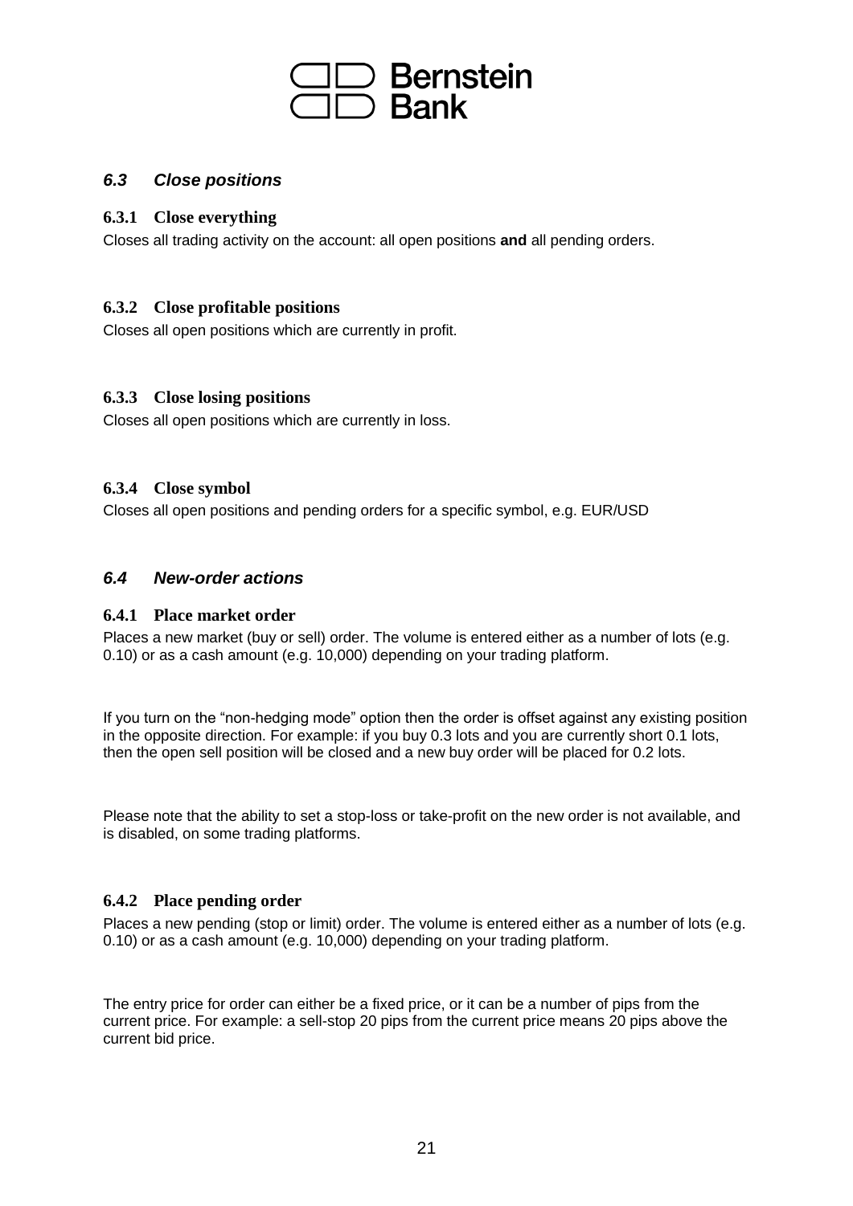## *6.3 Close positions*

### 6.3.1 Close everything

Closes all trading activity on the account: all open positions **and** all pending orders.

### 6.3.2 Close profitable positions

Closes all open positions which are currently in profit.

### 6.3.3 Close losing positions

Closes all open positions which are currently in loss.

### 6.3.4 Close symbol

Closes all open positions and pending orders for a specific symbol, e.g. EUR/USD

## *6.4 New-order actions*

### 6.4.1 Place market order

Places a new market (buy or sell) order. The volume is entered either as a number of lots (e.g. 0.10) or as a cash amount (e.g. 10,000) depending on your trading platform.

If you turn on the "non-hedging mode" option then the order is offset against any existing position in the opposite direction. For example: if you buy 0.3 lots and you are currently short 0.1 lots, then the open sell position will be closed and a new buy order will be placed for 0.2 lots.

Please note that the ability to set a stop-loss or take-profit on the new order is not available, and is disabled, on some trading platforms.

### 6.4.2 Place pending order

Places a new pending (stop or limit) order. The volume is entered either as a number of lots (e.g. 0.10) or as a cash amount (e.g. 10,000) depending on your trading platform.

The entry price for order can either be a fixed price, or it can be a number of pips from the current price. For example: a sell-stop 20 pips from the current price means 20 pips above the current bid price.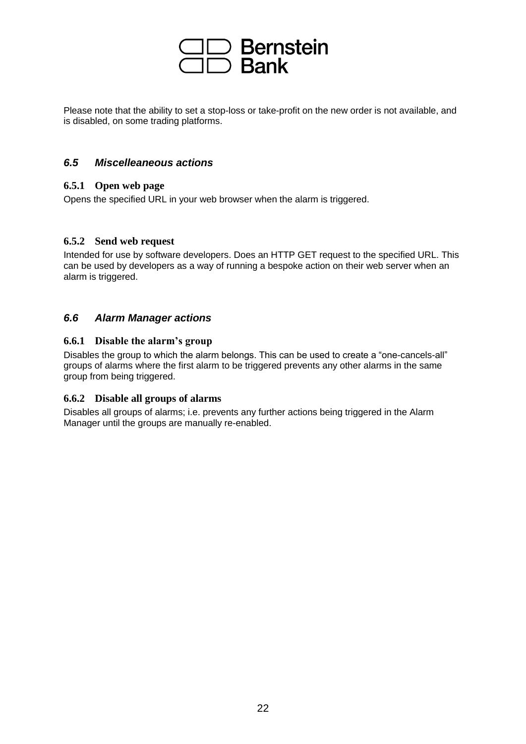Please note that the ability to set a stop-loss or take-profit on the new order is not available, and is disabled, on some trading platforms.

## *6.5 Miscelleaneous actions*

### 6.5.1 Open web page

Opens the specified URL in your web browser when the alarm is triggered.

### 6.5.2 Send web request

Intended for use by software developers. Does an HTTP GET request to the specified URL. This can be used by developers as a way of running a bespoke action on their web server when an alarm is triggered.

## *6.6 Alarm Manager actions*

### 6.6.1 Disable the alarm's group

Disables the group to which the alarm belongs. This can be used to create a "one-cancels-all" groups of alarms where the first alarm to be triggered prevents any other alarms in the same group from being triggered.

### 6.6.2 Disable all groups of alarms

Disables all groups of alarms; i.e. prevents any further actions being triggered in the Alarm Manager until the groups are manually re-enabled.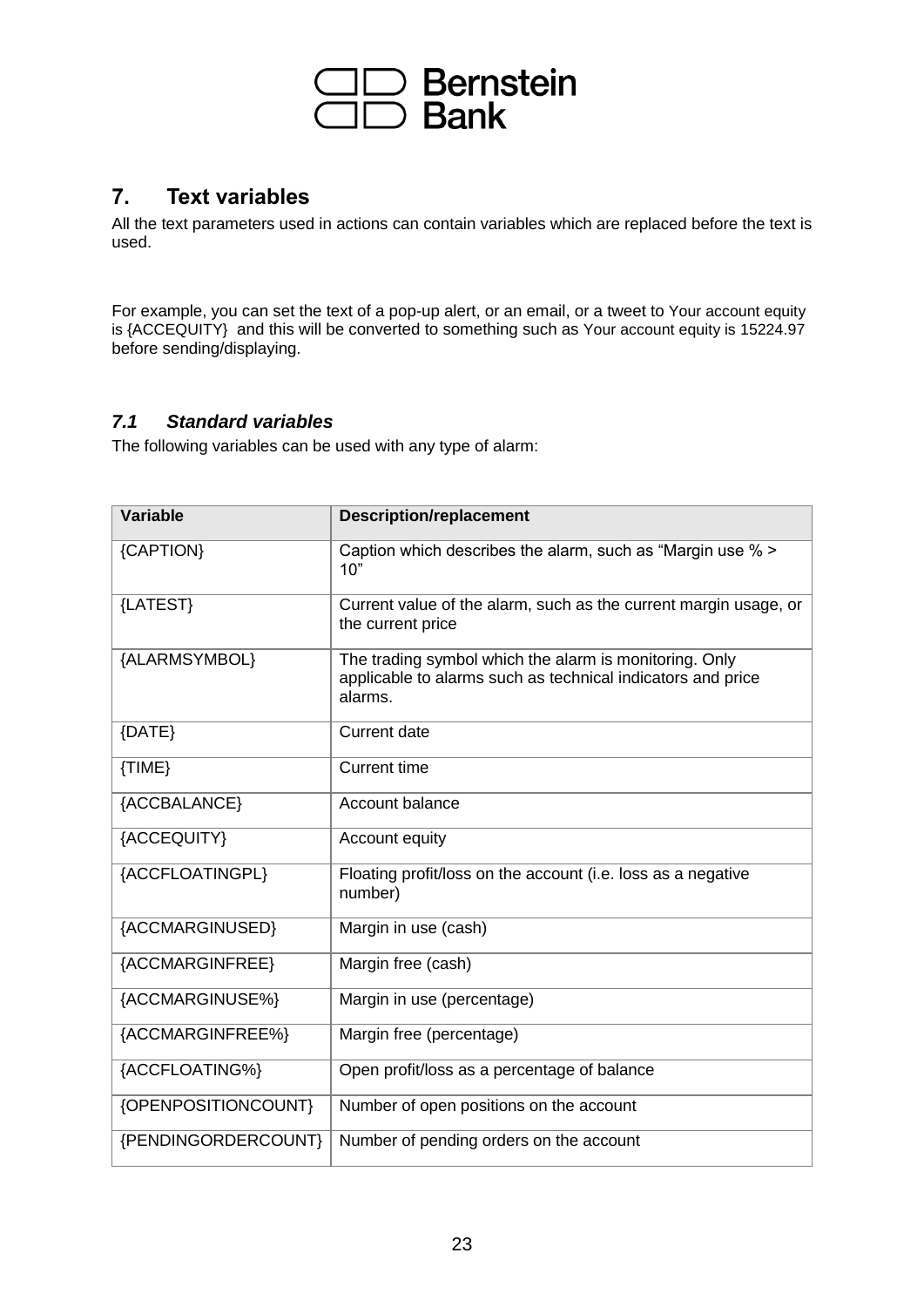## 7. Text variables

All the text parameters used in actions can contain variables which are replaced before the text is used.

For example, you can set the text of a pop-up alert, or an email, or a tweet to Your account equity is {ACCEQUITY} and this will be converted to something such as Your account equity is 15224.97 before sending/displaying.

### *7.1 Standard variables*

The following variables can be used with any type of alarm:

| Variable | Description/replacement |
|---|---|
| {CAPTION} | Caption which describes the alarm, such as "Margin use % > 10" |
| {LATEST} | Current value of the alarm, such as the current margin usage, or the current price |
| {ALARMSYMBOL} | The trading symbol which the alarm is monitoring. Only applicable to alarms such as technical indicators and price alarms. |
| {DATE} | Current date |
| {TIME} | Current time |
| {ACCBALANCE} | Account balance |
| {ACCEQUITY} | Account equity |
| {ACCFLOATINGPL} | Floating profit/loss on the account (i.e. loss as a negative number) |
| {ACCMARGINUSED} | Margin in use (cash) |
| {ACCMARGINFREE} | Margin free (cash) |
| {ACCMARGINUSE%} | Margin in use (percentage) |
| {ACCMARGINFREE%} | Margin free (percentage) |
| {ACCFLOATING%} | Open profit/loss as a percentage of balance |
| {OPENPOSITIONCOUNT} | Number of open positions on the account |
| {PENDINGORDERCOUNT} | Number of pending orders on the account |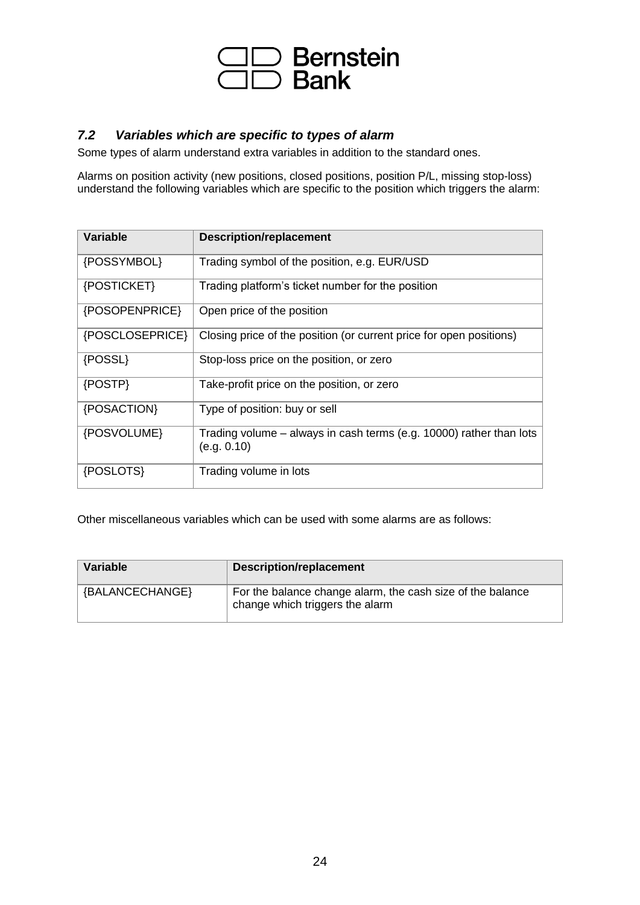### *7.2 Variables which are specific to types of alarm*

Some types of alarm understand extra variables in addition to the standard ones.

Alarms on position activity (new positions, closed positions, position P/L, missing stop-loss) understand the following variables which are specific to the position which triggers the alarm:

| Variable | Description/replacement |
|---|---|
| {POSSYMBOL} | Trading symbol of the position, e.g. EUR/USD |
| {POSTICKET} | Trading platform's ticket number for the position |
| {POSOPENPRICE} | Open price of the position |
| {POSCLOSEPRICE} | Closing price of the position (or current price for open positions) |
| {POSSL} | Stop-loss price on the position, or zero |
| {POSTP} | Take-profit price on the position, or zero |
| {POSACTION} | Type of position: buy or sell |
| {POSVOLUME} | Trading volume – always in cash terms (e.g. 10000) rather than lots (e.g. 0.10) |
| {POSLOTS} | Trading volume in lots |

Other miscellaneous variables which can be used with some alarms are as follows:

| Variable | Description/replacement |
|---|---|
| {BALANCECHANGE} | For the balance change alarm, the cash size of the balance change which triggers the alarm |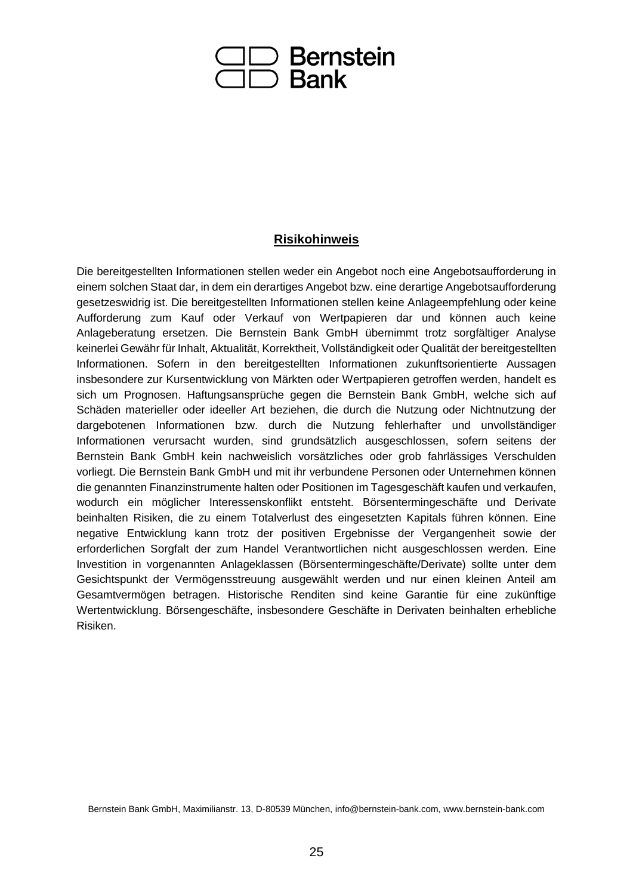# Bernstein Bank

## Risikohinweis

Die bereitgestellten Informationen stellen weder ein Angebot noch eine Angebotsaufforderung in einem solchen Staat dar, in dem ein derartiges Angebot bzw. eine derartige Angebotsaufforderung gesetzeswidrig ist. Die bereitgestellten Informationen stellen keine Anlageempfehlung oder keine Aufforderung zum Kauf oder Verkauf von Wertpapieren dar und können auch keine Anlageberatung ersetzen. Die Bernstein Bank GmbH übernimmt trotz sorgfältiger Analyse keinerlei Gewähr für Inhalt, Aktualität, Korrektheit, Vollständigkeit oder Qualität der bereitgestellten Informationen. Sofern in den bereitgestellten Informationen zukunftsorientierte Aussagen insbesondere zur Kursentwicklung von Märkten oder Wertpapieren getroffen werden, handelt es sich um Prognosen. Haftungsansprüche gegen die Bernstein Bank GmbH, welche sich auf Schäden materieller oder ideeller Art beziehen, die durch die Nutzung oder Nichtnutzung der dargebotenen Informationen bzw. durch die Nutzung fehlerhafter und unvollständiger Informationen verursacht wurden, sind grundsätzlich ausgeschlossen, sofern seitens der Bernstein Bank GmbH kein nachweislich vorsätzliches oder grob fahrlässiges Verschulden vorliegt. Die Bernstein Bank GmbH und mit ihr verbundene Personen oder Unternehmen können die genannten Finanzinstrumente halten oder Positionen im Tagesgeschäft kaufen und verkaufen, wodurch ein möglicher Interessenskonflikt entsteht. Börsentermingeschäfte und Derivate beinhalten Risiken, die zu einem Totalverlust des eingesetzten Kapitals führen können. Eine negative Entwicklung kann trotz der positiven Ergebnisse der Vergangenheit sowie der erforderlichen Sorgfalt der zum Handel Verantwortlichen nicht ausgeschlossen werden. Eine Investition in vorgenannten Anlageklassen (Börsentermingeschäfte/Derivate) sollte unter dem Gesichtspunkt der Vermögensstreuung ausgewählt werden und nur einen kleinen Anteil am Gesamtvermögen betragen. Historische Renditen sind keine Garantie für eine zukünftige Wertentwicklung. Börsengeschäfte, insbesondere Geschäfte in Derivaten beinhalten erhebliche Risiken.

Bernstein Bank GmbH, Maximilianstr. 13, D-80539 München, info@bernstein-bank.com, www.bernstein-bank.com